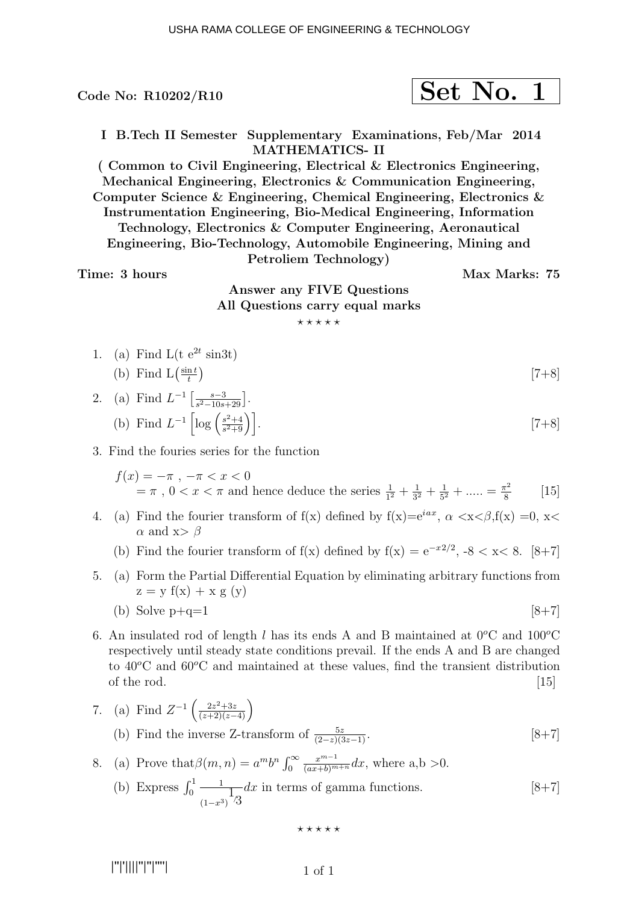Code No: R10202/R10

**Set No. 1**

**I B.Tech II Semester Supplementary Examinations, Feb/Mar 2014**
**MATHEMATICS- II**
**( Common to Civil Engineering, Electrical & Electronics Engineering, Mechanical Engineering, Electronics & Communication Engineering, Computer Science & Engineering, Chemical Engineering, Electronics & Instrumentation Engineering, Bio-Medical Engineering, Information Technology, Electronics & Computer Engineering, Aeronautical Engineering, Bio-Technology, Automobile Engineering, Mining and Petroliem Technology)**

**Time: 3 hours** **Max Marks: 75**

**Answer any FIVE Questions**
**All Questions carry equal marks**

⋆ ⋆ ⋆ ⋆ ⋆

1. (a) Find L(t $e^{2t}$ sin3t)
   (b) Find $L\left(\frac{\sin t}{t}\right)$ [7+8]

2. (a) Find $L^{-1}\left[\frac{s-3}{s^2-10s+29}\right]$.
   (b) Find $L^{-1}\left[\log\left(\frac{s^2+4}{s^2+9}\right)\right]$. [7+8]

3. Find the fouries series for the function

   $f(x) = -\pi$ , $-\pi < x < 0$
   $= \pi$ , $0 < x < \pi$ and hence deduce the series $\frac{1}{1^2} + \frac{1}{3^2} + \frac{1}{5^2} + ..... = \frac{\pi^2}{8}$ [15]

4. (a) Find the fourier transform of f(x) defined by f(x)=$e^{iax}$, $\alpha$ <x<$\beta$,f(x) =0, x< $\alpha$ and x> $\beta$
   (b) Find the fourier transform of f(x) defined by f(x) = $e^{-x2/2}$, -8 < x< 8. [8+7]

5. (a) Form the Partial Differential Equation by eliminating arbitrary functions from z = y f(x) + x g (y)
   (b) Solve p+q=1 [8+7]

6. An insulated rod of length $l$ has its ends A and B maintained at $0^o$C and $100^o$C respectively until steady state conditions prevail. If the ends A and B are changed to $40^o$C and $60^o$C and maintained at these values, find the transient distribution of the rod. [15]

7. (a) Find $Z^{-1}\left(\frac{2z^2+3z}{(z+2)(z-4)}\right)$
   (b) Find the inverse Z-transform of $\frac{5z}{(2-z)(3z-1)}$. [8+7]

8. (a) Prove that$\beta(m,n) = a^m b^n \int_0^\infty \frac{x^{m-1}}{(ax+b)^{m+n}}dx$, where a,b >0.
   (b) Express $\int_0^1 \frac{1}{(1-x^3)^{1/3}}dx$ in terms of gamma functions. [8+7]

⋆ ⋆ ⋆ ⋆ ⋆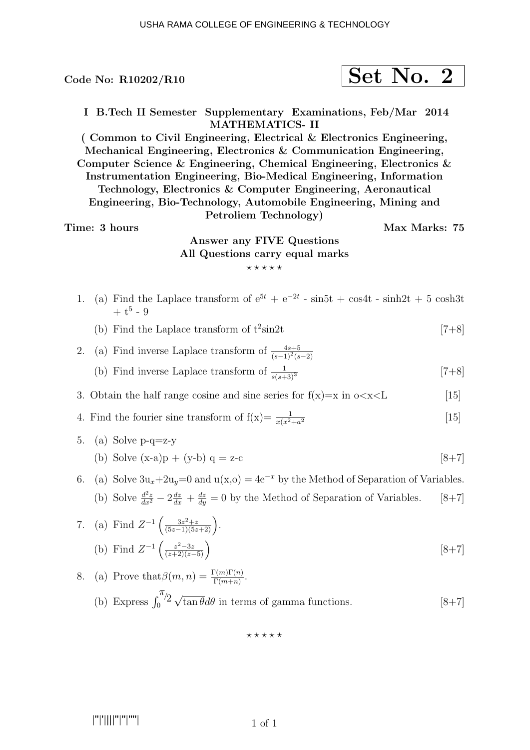Code No: R10202/R10

**Set No. 2**

**I B.Tech II Semester Supplementary Examinations, Feb/Mar 2014**
**MATHEMATICS- II**
**( Common to Civil Engineering, Electrical & Electronics Engineering, Mechanical Engineering, Electronics & Communication Engineering, Computer Science & Engineering, Chemical Engineering, Electronics & Instrumentation Engineering, Bio-Medical Engineering, Information Technology, Electronics & Computer Engineering, Aeronautical Engineering, Bio-Technology, Automobile Engineering, Mining and Petroliem Technology)**

**Time: 3 hours** **Max Marks: 75**

**Answer any FIVE Questions**
**All Questions carry equal marks**

⋆ ⋆ ⋆ ⋆ ⋆

1. (a) Find the Laplace transform of $e^{5t} + e^{-2t}$ - sin5t + cos4t - sinh2t + 5 cosh3t + $t^5$ - 9

   (b) Find the Laplace transform of $t^2$sin2t [7+8]

2. (a) Find inverse Laplace transform of $\frac{4s+5}{(s-1)^2(s-2)}$

   (b) Find inverse Laplace transform of $\frac{1}{s(s+3)^3}$ [7+8]

3. Obtain the half range cosine and sine series for f(x)=x in o<x<L [15]

4. Find the fourier sine transform of f(x)= $\frac{1}{x(x^2+a^2}$ [15]

5. (a) Solve p-q=z-y

   (b) Solve (x-a)p + (y-b) q = z-c [8+7]

6. (a) Solve $3u_x+2u_y=0$ and u(x,o) = $4e^{-x}$ by the Method of Separation of Variables.

   (b) Solve $\frac{d^2z}{dx^2} - 2\frac{dz}{dx} + \frac{dz}{dy} = 0$ by the Method of Separation of Variables. [8+7]

7. (a) Find $Z^{-1}\left(\frac{3z^2+z}{(5z-1)(5z+2)}\right)$.

   (b) Find $Z^{-1}\left(\frac{z^2-3z}{(z+2)(z-5)}\right)$ [8+7]

8. (a) Prove that$\beta(m,n) = \frac{\Gamma(m)\Gamma(n)}{\Gamma(m+n)}$.

   (b) Express $\int_0^{\pi/2} \sqrt{\tan\theta}d\theta$ in terms of gamma functions. [8+7]

⋆ ⋆ ⋆ ⋆ ⋆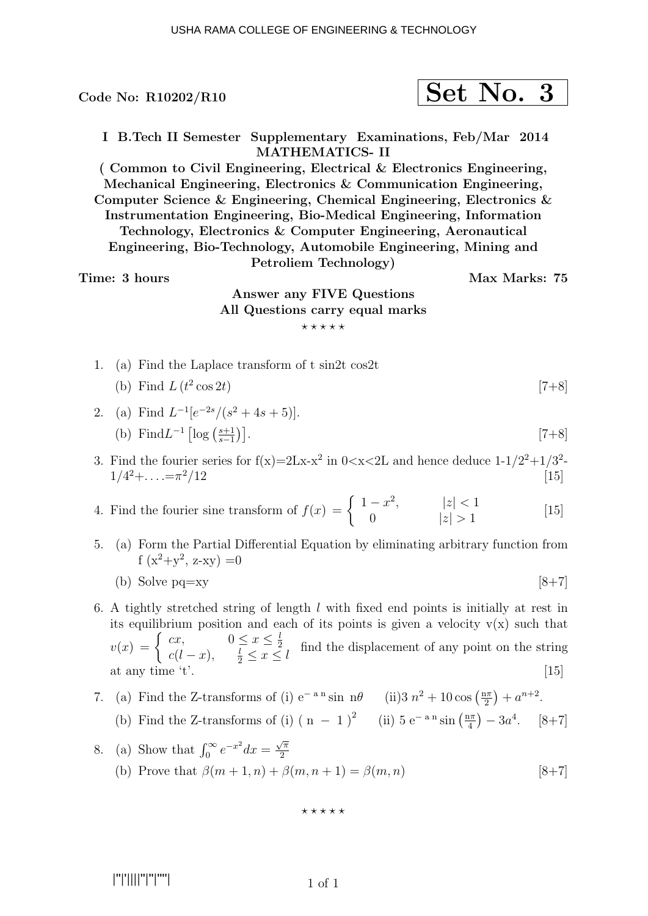Code No: R10202/R10

**Set No. 3**

**I B.Tech II Semester Supplementary Examinations, Feb/Mar 2014**
**MATHEMATICS- II**
**( Common to Civil Engineering, Electrical & Electronics Engineering, Mechanical Engineering, Electronics & Communication Engineering, Computer Science & Engineering, Chemical Engineering, Electronics & Instrumentation Engineering, Bio-Medical Engineering, Information Technology, Electronics & Computer Engineering, Aeronautical Engineering, Bio-Technology, Automobile Engineering, Mining and Petroliem Technology)**

**Time: 3 hours** **Max Marks: 75**

**Answer any FIVE Questions**
**All Questions carry equal marks**

⋆ ⋆ ⋆ ⋆ ⋆

1. (a) Find the Laplace transform of t sin2t cos2t
   (b) Find $L\left(t^2 \cos 2t\right)$ [7+8]

2. (a) Find $L^{-1}[e^{-2s}/(s^2 + 4s + 5)]$.
   (b) Find $L^{-1}\left[\log\left(\frac{s+1}{s-1}\right)\right]$. [7+8]

3. Find the fourier series for f(x)=2Lx-$x^2$ in 0<x<2L and hence deduce $1-1/2^2+1/3^2-1/4^2+\ldots=\pi^2/12$ [15]

4. Find the fourier sine transform of $f(x) = \begin{cases} 1-x^2, & |z|<1 \\ 0 & |z|>1 \end{cases}$ [15]

5. (a) Form the Partial Differential Equation by eliminating arbitrary function from f ($x^2$+$y^2$, z-xy) =0
   (b) Solve pq=xy [8+7]

6. A tightly stretched string of length $l$ with fixed end points is initially at rest in its equilibrium position and each of its points is given a velocity v(x) such that $v(x) = \begin{cases} cx, & 0 \le x \le \frac{l}{2} \\ c(l-x), & \frac{l}{2} \le x \le l \end{cases}$ find the displacement of any point on the string at any time 't'. [15]

7. (a) Find the Z-transforms of (i) $e^{-an}\sin n\theta$ (ii) $3n^2 + 10\cos\left(\frac{n\pi}{2}\right) + a^{n+2}$.
   (b) Find the Z-transforms of (i) $(n-1)^2$ (ii) $5e^{-an}\sin\left(\frac{n\pi}{4}\right) - 3a^4$. [8+7]

8. (a) Show that $\int_0^\infty e^{-x^2}dx = \frac{\sqrt{\pi}}{2}$
   (b) Prove that $\beta(m+1,n) + \beta(m,n+1) = \beta(m,n)$ [8+7]

⋆ ⋆ ⋆ ⋆ ⋆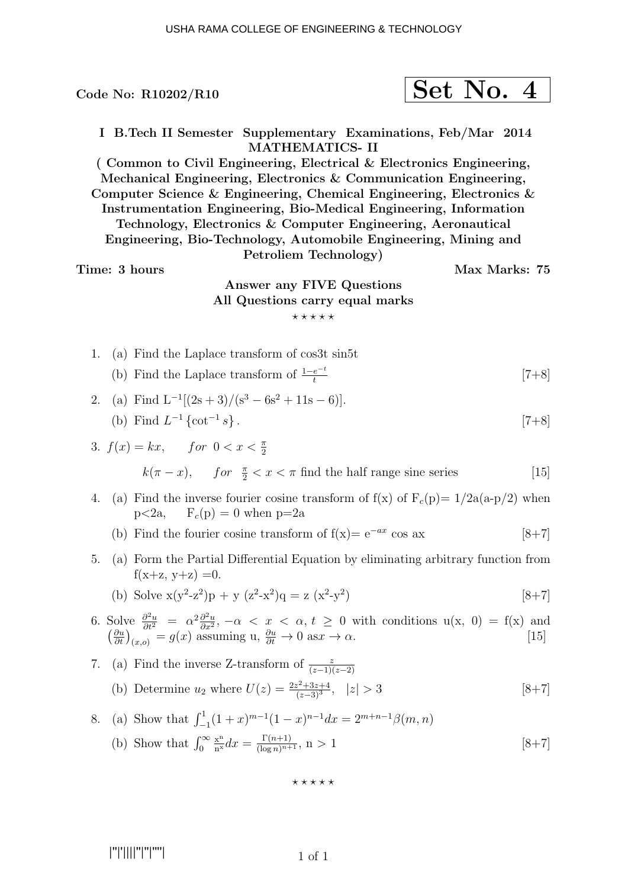Code No: R10202/R10

**Set No. 4**

**I B.Tech II Semester Supplementary Examinations, Feb/Mar 2014**
**MATHEMATICS- II**
**( Common to Civil Engineering, Electrical & Electronics Engineering, Mechanical Engineering, Electronics & Communication Engineering, Computer Science & Engineering, Chemical Engineering, Electronics & Instrumentation Engineering, Bio-Medical Engineering, Information Technology, Electronics & Computer Engineering, Aeronautical Engineering, Bio-Technology, Automobile Engineering, Mining and Petroliem Technology)**

**Time: 3 hours** **Max Marks: 75**

**Answer any FIVE Questions**
**All Questions carry equal marks**

⋆ ⋆ ⋆ ⋆ ⋆

1. (a) Find the Laplace transform of cos3t sin5t

   (b) Find the Laplace transform of $\frac{1-e^{-t}}{t}$ [7+8]

2. (a) Find $L^{-1}[(2s+3)/(s^3-6s^2+11s-6)]$.

   (b) Find $L^{-1}\{\cot^{-1} s\}$. [7+8]

3. $f(x) = kx, \quad for \ \ 0 < x < \frac{\pi}{2}$

   $k(\pi - x), \quad for \ \ \frac{\pi}{2} < x < \pi$ find the half range sine series [15]

4. (a) Find the inverse fourier cosine transform of f(x) of $F_c(p) = 1/2a(a-p/2)$ when $p<2a$, $\quad F_c(p) = 0$ when $p=2a$

   (b) Find the fourier cosine transform of $f(x) = e^{-ax} \cos ax$ [8+7]

5. (a) Form the Partial Differential Equation by eliminating arbitrary function from $f(x+z, y+z) = 0$.

   (b) Solve $x(y^2-z^2)p + y(z^2-x^2)q = z(x^2-y^2)$ [8+7]

6. Solve $\frac{\partial^2 u}{\partial t^2} = \alpha^2 \frac{\partial^2 u}{\partial x^2}, -\alpha < x < \alpha, t \geq 0$ with conditions $u(x, 0) = f(x)$ and $\left(\frac{\partial u}{\partial t}\right)_{(x,o)} = g(x)$ assuming u, $\frac{\partial u}{\partial t} \to 0$ as$x \to \alpha$. [15]

7. (a) Find the inverse Z-transform of $\frac{z}{(z-1)(z-2)}$

   (b) Determine $u_2$ where $U(z) = \frac{2z^2+3z+4}{(z-3)^3}, \quad |z| > 3$ [8+7]

8. (a) Show that $\int_{-1}^{1} (1+x)^{m-1}(1-x)^{n-1} dx = 2^{m+n-1}\beta(m,n)$

   (b) Show that $\int_0^\infty \frac{x^n}{n^x} dx = \frac{\Gamma(n+1)}{(\log n)^{n+1}}$, $n > 1$ [8+7]

⋆ ⋆ ⋆ ⋆ ⋆